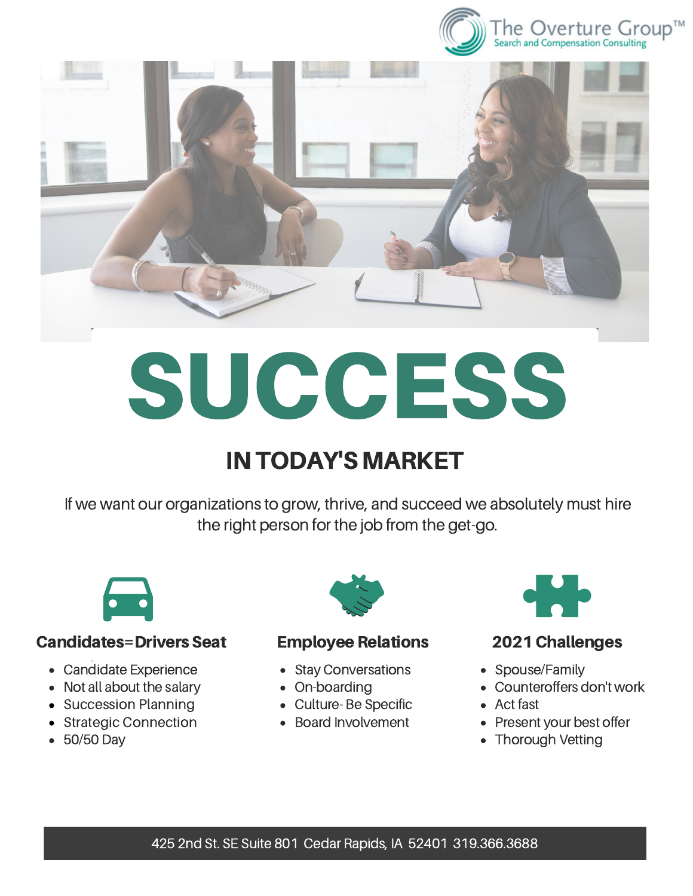The Overture Group™
Search and Compensation Consulting

# SUCCESS

## IN TODAY'S MARKET

If we want our organizations to grow, thrive, and succeed we absolutely must hire the right person for the job from the get-go.

### Candidates=Drivers Seat

- Candidate Experience
- Not all about the salary
- Succession Planning
- Strategic Connection
- 50/50 Day

### Employee Relations

- Stay Conversations
- On-boarding
- Culture- Be Specific
- Board Involvement

### 2021 Challenges

- Spouse/Family
- Counteroffers don't work
- Act fast
- Present your best offer
- Thorough Vetting

425 2nd St. SE Suite 801 Cedar Rapids, IA 52401 319.366.3688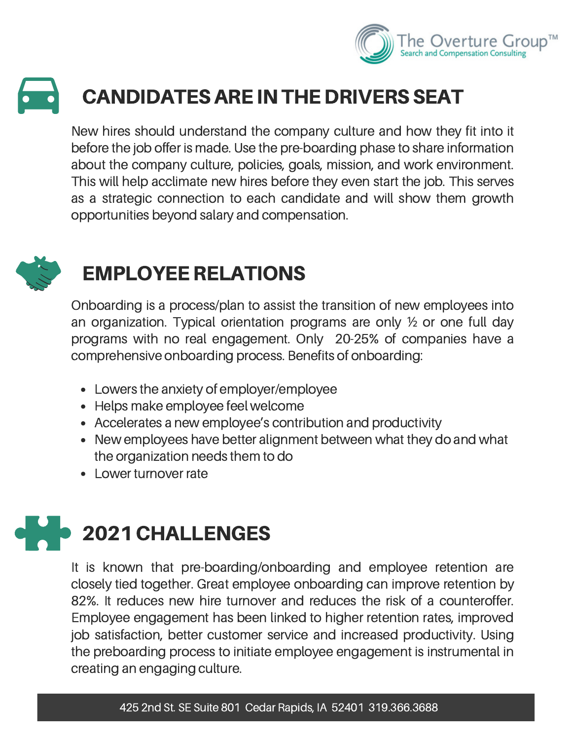The Overture Group™
Search and Compensation Consulting

## CANDIDATES ARE IN THE DRIVERS SEAT

New hires should understand the company culture and how they fit into it before the job offer is made. Use the pre-boarding phase to share information about the company culture, policies, goals, mission, and work environment. This will help acclimate new hires before they even start the job. This serves as a strategic connection to each candidate and will show them growth opportunities beyond salary and compensation.

## EMPLOYEE RELATIONS

Onboarding is a process/plan to assist the transition of new employees into an organization. Typical orientation programs are only ½ or one full day programs with no real engagement. Only 20-25% of companies have a comprehensive onboarding process. Benefits of onboarding:

- Lowers the anxiety of employer/employee
- Helps make employee feel welcome
- Accelerates a new employee's contribution and productivity
- New employees have better alignment between what they do and what the organization needs them to do
- Lower turnover rate

## 2021 CHALLENGES

It is known that pre-boarding/onboarding and employee retention are closely tied together. Great employee onboarding can improve retention by 82%. It reduces new hire turnover and reduces the risk of a counteroffer. Employee engagement has been linked to higher retention rates, improved job satisfaction, better customer service and increased productivity. Using the preboarding process to initiate employee engagement is instrumental in creating an engaging culture.

425 2nd St. SE Suite 801 Cedar Rapids, IA 52401 319.366.3688